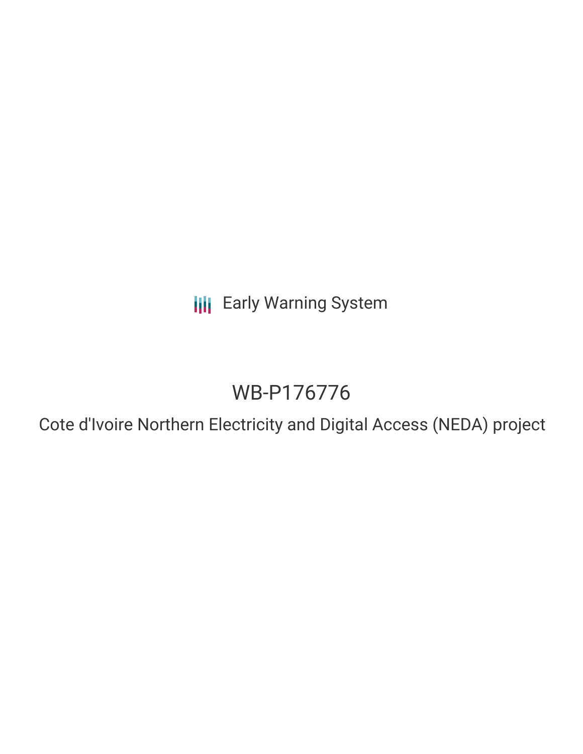Early Warning System

# WB-P176776

## Cote d'Ivoire Northern Electricity and Digital Access (NEDA) project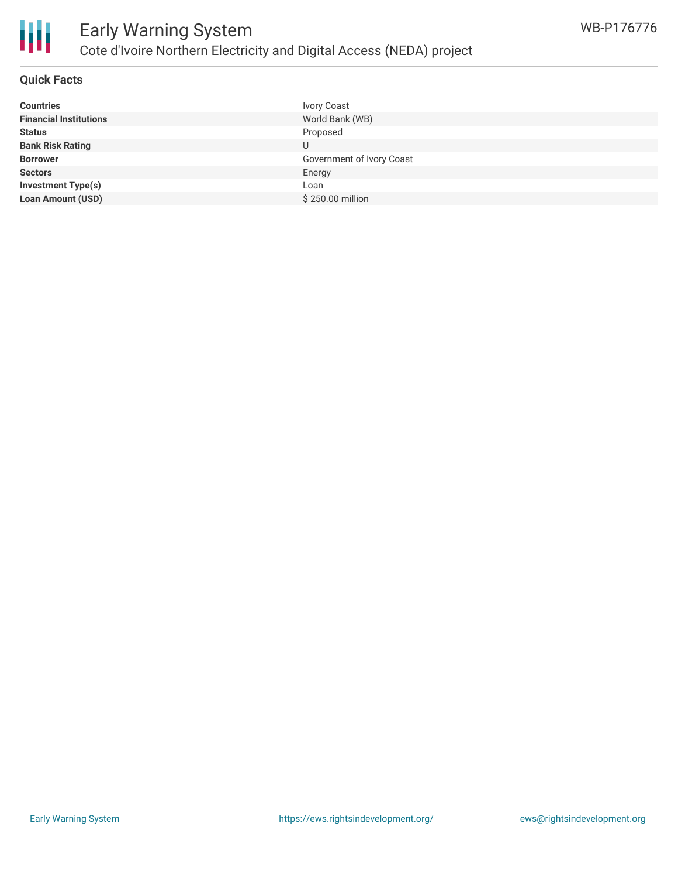## Quick Facts

| | |
|---|---|
| **Countries** | Ivory Coast |
| **Financial Institutions** | World Bank (WB) |
| **Status** | Proposed |
| **Bank Risk Rating** | U |
| **Borrower** | Government of Ivory Coast |
| **Sectors** | Energy |
| **Investment Type(s)** | Loan |
| **Loan Amount (USD)** | $ 250.00 million |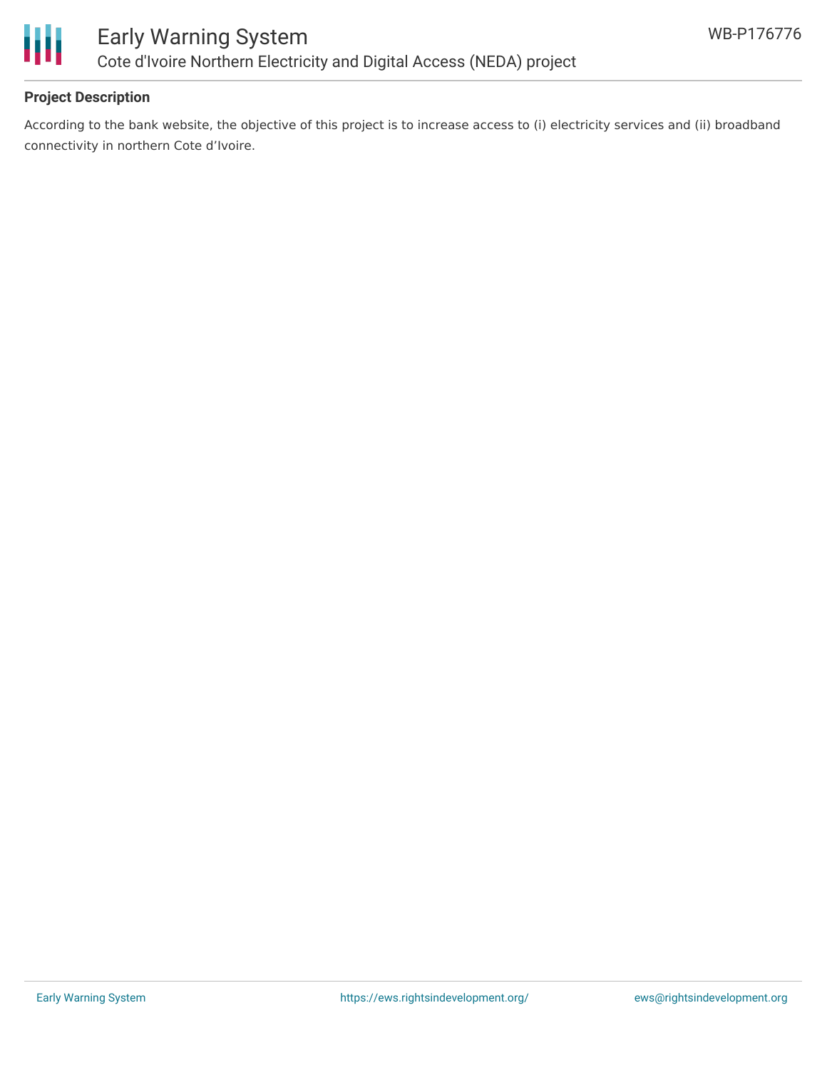## Project Description

According to the bank website, the objective of this project is to increase access to (i) electricity services and (ii) broadband connectivity in northern Cote d'Ivoire.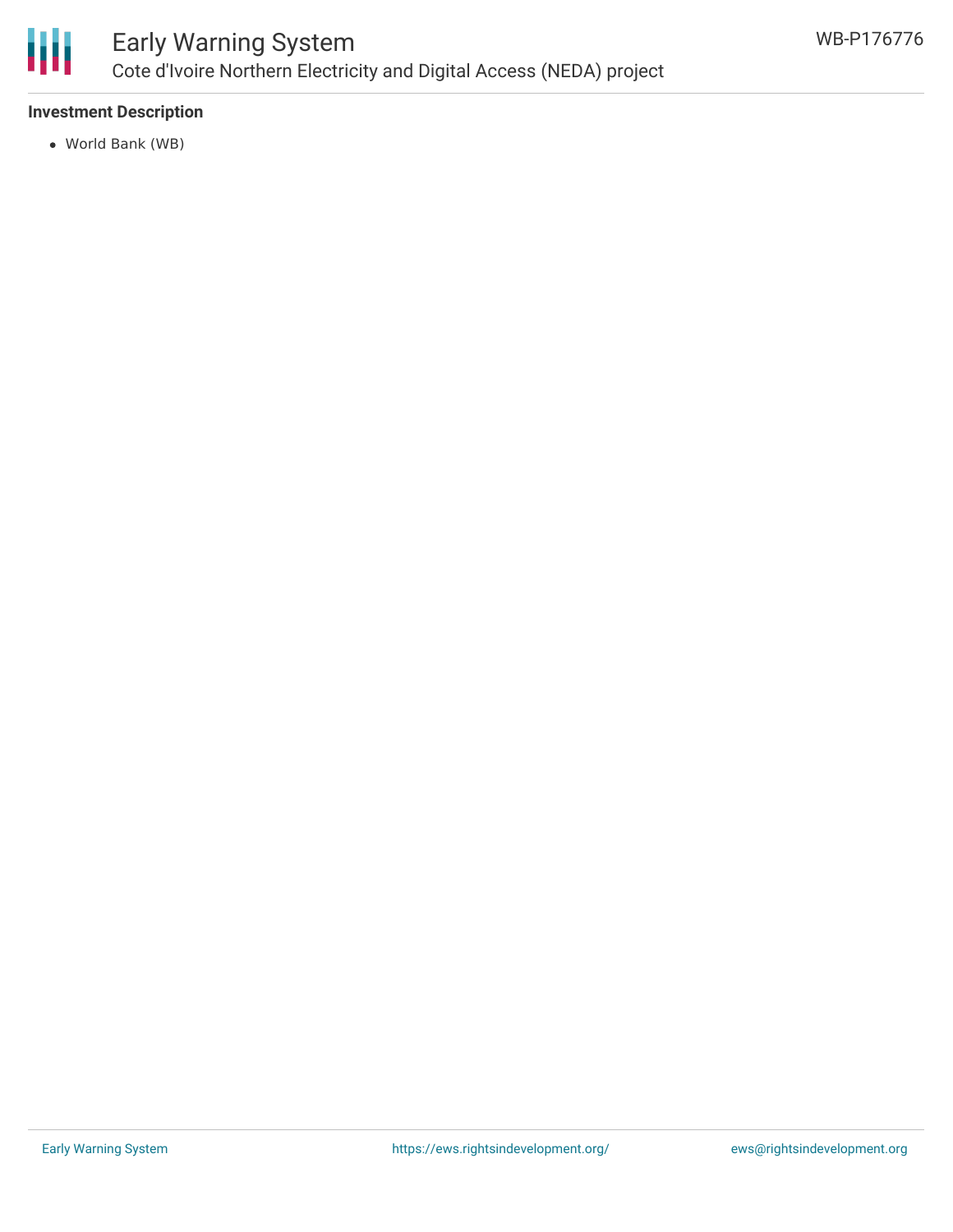**Investment Description**

- World Bank (WB)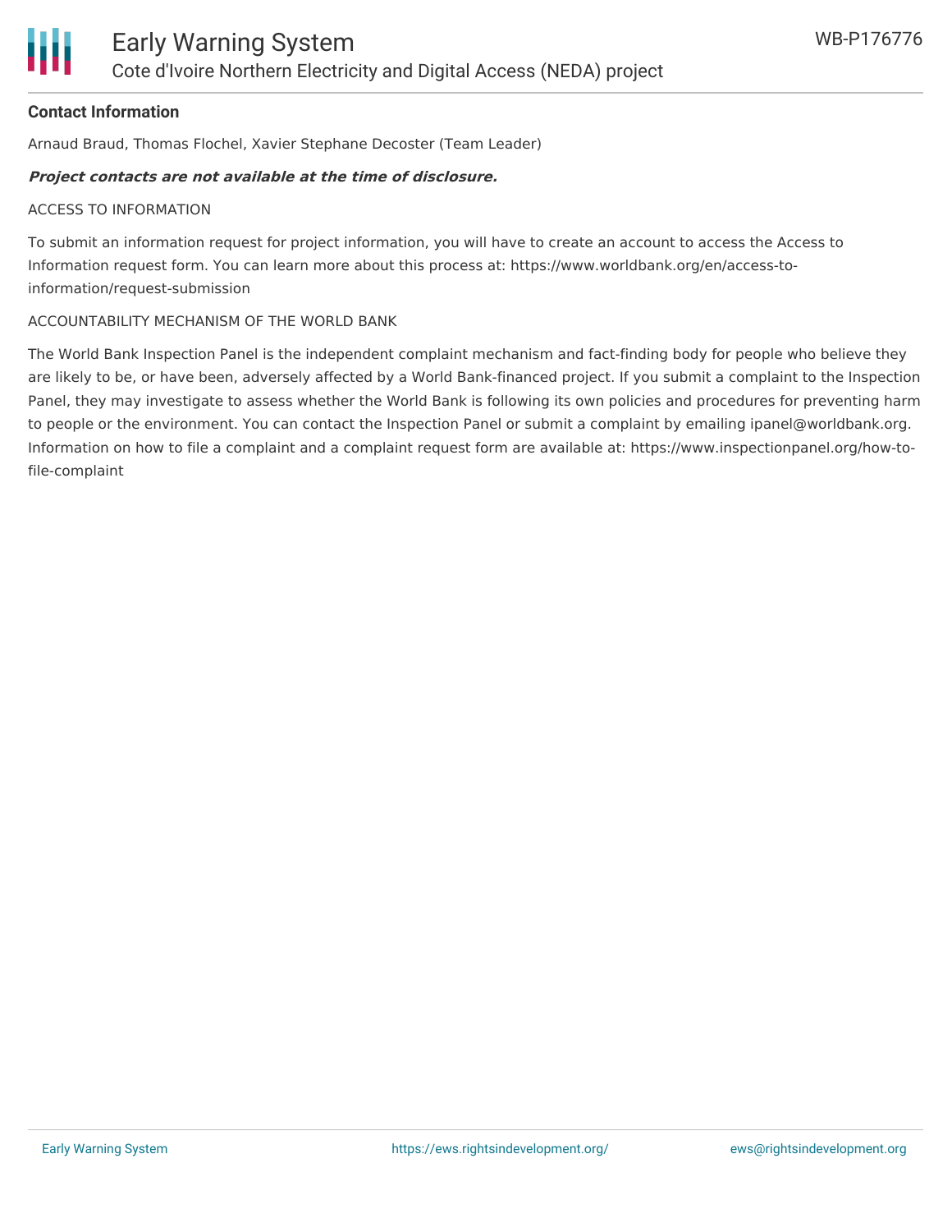**Contact Information**

Arnaud Braud, Thomas Flochel, Xavier Stephane Decoster (Team Leader)

***Project contacts are not available at the time of disclosure.***

ACCESS TO INFORMATION

To submit an information request for project information, you will have to create an account to access the Access to Information request form. You can learn more about this process at: https://www.worldbank.org/en/access-to-information/request-submission

ACCOUNTABILITY MECHANISM OF THE WORLD BANK

The World Bank Inspection Panel is the independent complaint mechanism and fact-finding body for people who believe they are likely to be, or have been, adversely affected by a World Bank-financed project. If you submit a complaint to the Inspection Panel, they may investigate to assess whether the World Bank is following its own policies and procedures for preventing harm to people or the environment. You can contact the Inspection Panel or submit a complaint by emailing ipanel@worldbank.org. Information on how to file a complaint and a complaint request form are available at: https://www.inspectionpanel.org/how-to-file-complaint